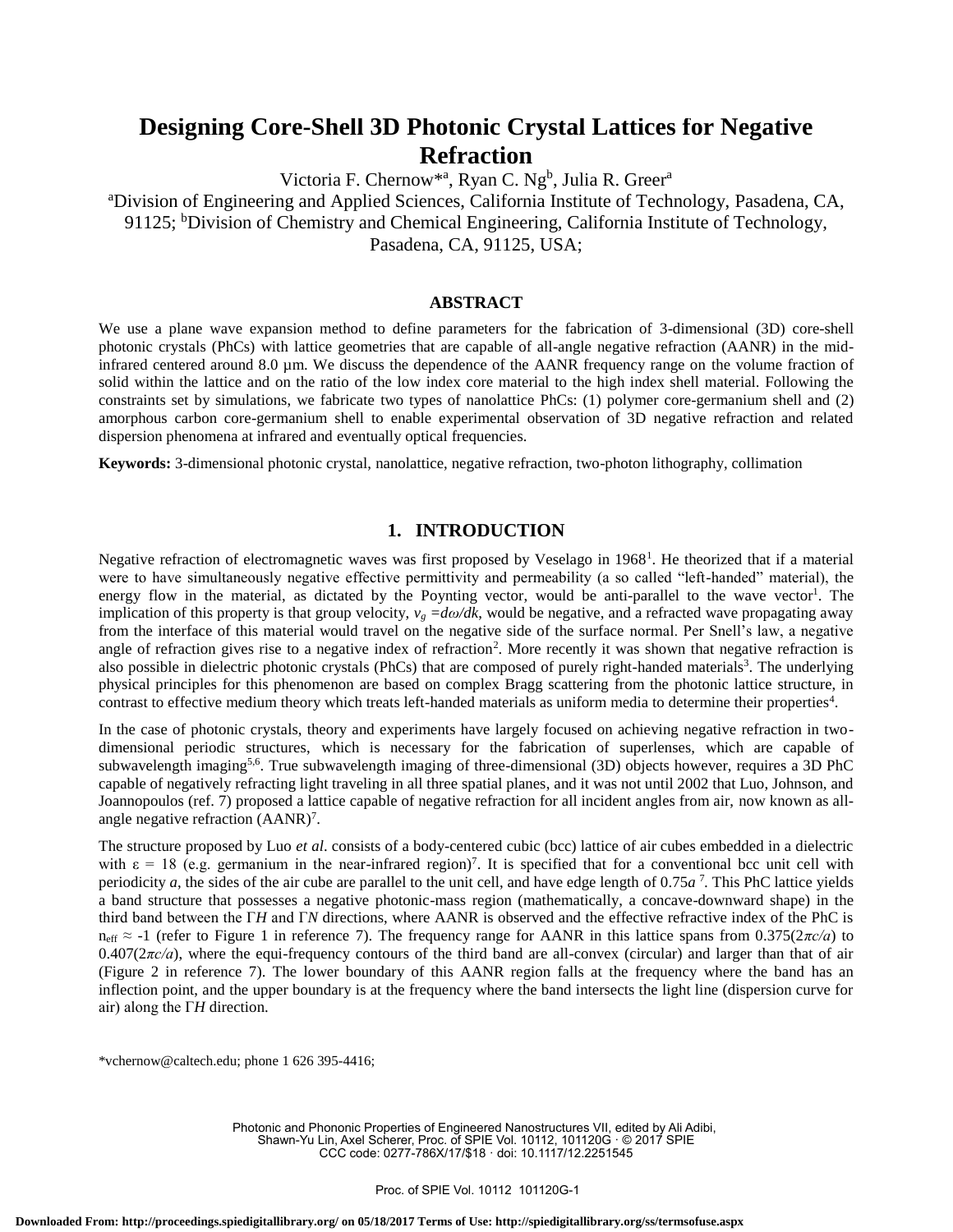# Designing Core-Shell 3D Photonic Crystal Lattices for Negative Refraction

Victoria F. Chernow*[a], Ryan C. Ng[b], Julia R. Greer[a]

[a]Division of Engineering and Applied Sciences, California Institute of Technology, Pasadena, CA, 91125; [b]Division of Chemistry and Chemical Engineering, California Institute of Technology, Pasadena, CA, 91125, USA;

## ABSTRACT

We use a plane wave expansion method to define parameters for the fabrication of 3-dimensional (3D) core-shell photonic crystals (PhCs) with lattice geometries that are capable of all-angle negative refraction (AANR) in the mid-infrared centered around 8.0 µm. We discuss the dependence of the AANR frequency range on the volume fraction of solid within the lattice and on the ratio of the low index core material to the high index shell material. Following the constraints set by simulations, we fabricate two types of nanolattice PhCs: (1) polymer core-germanium shell and (2) amorphous carbon core-germanium shell to enable experimental observation of 3D negative refraction and related dispersion phenomena at infrared and eventually optical frequencies.

**Keywords:** 3-dimensional photonic crystal, nanolattice, negative refraction, two-photon lithography, collimation

## 1. INTRODUCTION

Negative refraction of electromagnetic waves was first proposed by Veselago in 1968[1]. He theorized that if a material were to have simultaneously negative effective permittivity and permeability (a so called "left-handed" material), the energy flow in the material, as dictated by the Poynting vector, would be anti-parallel to the wave vector[1]. The implication of this property is that group velocity, $v_g = d\omega/dk$, would be negative, and a refracted wave propagating away from the interface of this material would travel on the negative side of the surface normal. Per Snell's law, a negative angle of refraction gives rise to a negative index of refraction[2]. More recently it was shown that negative refraction is also possible in dielectric photonic crystals (PhCs) that are composed of purely right-handed materials[3]. The underlying physical principles for this phenomenon are based on complex Bragg scattering from the photonic lattice structure, in contrast to effective medium theory which treats left-handed materials as uniform media to determine their properties[4].

In the case of photonic crystals, theory and experiments have largely focused on achieving negative refraction in two-dimensional periodic structures, which is necessary for the fabrication of superlenses, which are capable of subwavelength imaging[5,6]. True subwavelength imaging of three-dimensional (3D) objects however, requires a 3D PhC capable of negatively refracting light traveling in all three spatial planes, and it was not until 2002 that Luo, Johnson, and Joannopoulos (ref. 7) proposed a lattice capable of negative refraction for all incident angles from air, now known as all-angle negative refraction (AANR)[7].

The structure proposed by Luo *et al*. consists of a body-centered cubic (bcc) lattice of air cubes embedded in a dielectric with $\varepsilon = 18$ (e.g. germanium in the near-infrared region)[7]. It is specified that for a conventional bcc unit cell with periodicity $a$, the sides of the air cube are parallel to the unit cell, and have edge length of $0.75a$ [7]. This PhC lattice yields a band structure that possesses a negative photonic-mass region (mathematically, a concave-downward shape) in the third band between the $\Gamma H$ and $\Gamma N$ directions, where AANR is observed and the effective refractive index of the PhC is $n_{eff} \approx -1$ (refer to Figure 1 in reference 7). The frequency range for AANR in this lattice spans from $0.375(2\pi c/a)$ to $0.407(2\pi c/a)$, where the equi-frequency contours of the third band are all-convex (circular) and larger than that of air (Figure 2 in reference 7). The lower boundary of this AANR region falls at the frequency where the band has an inflection point, and the upper boundary is at the frequency where the band intersects the light line (dispersion curve for air) along the $\Gamma H$ direction.

*vchernow@caltech.edu; phone 1 626 395-4416;

Photonic and Phononic Properties of Engineered Nanostructures VII, edited by Ali Adibi, Shawn-Yu Lin, Axel Scherer, Proc. of SPIE Vol. 10112, 101120G · © 2017 SPIE
CCC code: 0277-786X/17/$18 · doi: 10.1117/12.2251545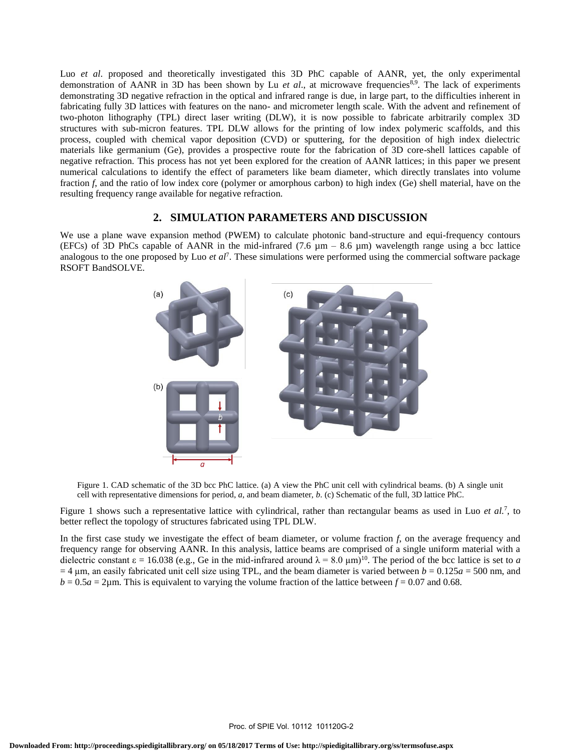Luo *et al*. proposed and theoretically investigated this 3D PhC capable of AANR, yet, the only experimental demonstration of AANR in 3D has been shown by Lu *et al*., at microwave frequencies[8,9]. The lack of experiments demonstrating 3D negative refraction in the optical and infrared range is due, in large part, to the difficulties inherent in fabricating fully 3D lattices with features on the nano- and micrometer length scale. With the advent and refinement of two-photon lithography (TPL) direct laser writing (DLW), it is now possible to fabricate arbitrarily complex 3D structures with sub-micron features. TPL DLW allows for the printing of low index polymeric scaffolds, and this process, coupled with chemical vapor deposition (CVD) or sputtering, for the deposition of high index dielectric materials like germanium (Ge), provides a prospective route for the fabrication of 3D core-shell lattices capable of negative refraction. This process has not yet been explored for the creation of AANR lattices; in this paper we present numerical calculations to identify the effect of parameters like beam diameter, which directly translates into volume fraction *f*, and the ratio of low index core (polymer or amorphous carbon) to high index (Ge) shell material, have on the resulting frequency range available for negative refraction.

## 2. SIMULATION PARAMETERS AND DISCUSSION

We use a plane wave expansion method (PWEM) to calculate photonic band-structure and equi-frequency contours (EFCs) of 3D PhCs capable of AANR in the mid-infrared (7.6 µm – 8.6 µm) wavelength range using a bcc lattice analogous to the one proposed by Luo *et al*[7]. These simulations were performed using the commercial software package RSOFT BandSOLVE.

Figure 1. CAD schematic of the 3D bcc PhC lattice. (a) A view the PhC unit cell with cylindrical beams. (b) A single unit cell with representative dimensions for period, *a*, and beam diameter, *b*. (c) Schematic of the full, 3D lattice PhC.

Figure 1 shows such a representative lattice with cylindrical, rather than rectangular beams as used in Luo *et al.*[7], to better reflect the topology of structures fabricated using TPL DLW.

In the first case study we investigate the effect of beam diameter, or volume fraction *f*, on the average frequency and frequency range for observing AANR. In this analysis, lattice beams are comprised of a single uniform material with a dielectric constant $\varepsilon = 16.038$ (e.g., Ge in the mid-infrared around $\lambda = 8.0$ µm)[10]. The period of the bcc lattice is set to $a = 4$ µm, an easily fabricated unit cell size using TPL, and the beam diameter is varied between $b = 0.125a = 500$ nm, and $b = 0.5a = 2$µm. This is equivalent to varying the volume fraction of the lattice between $f = 0.07$ and 0.68.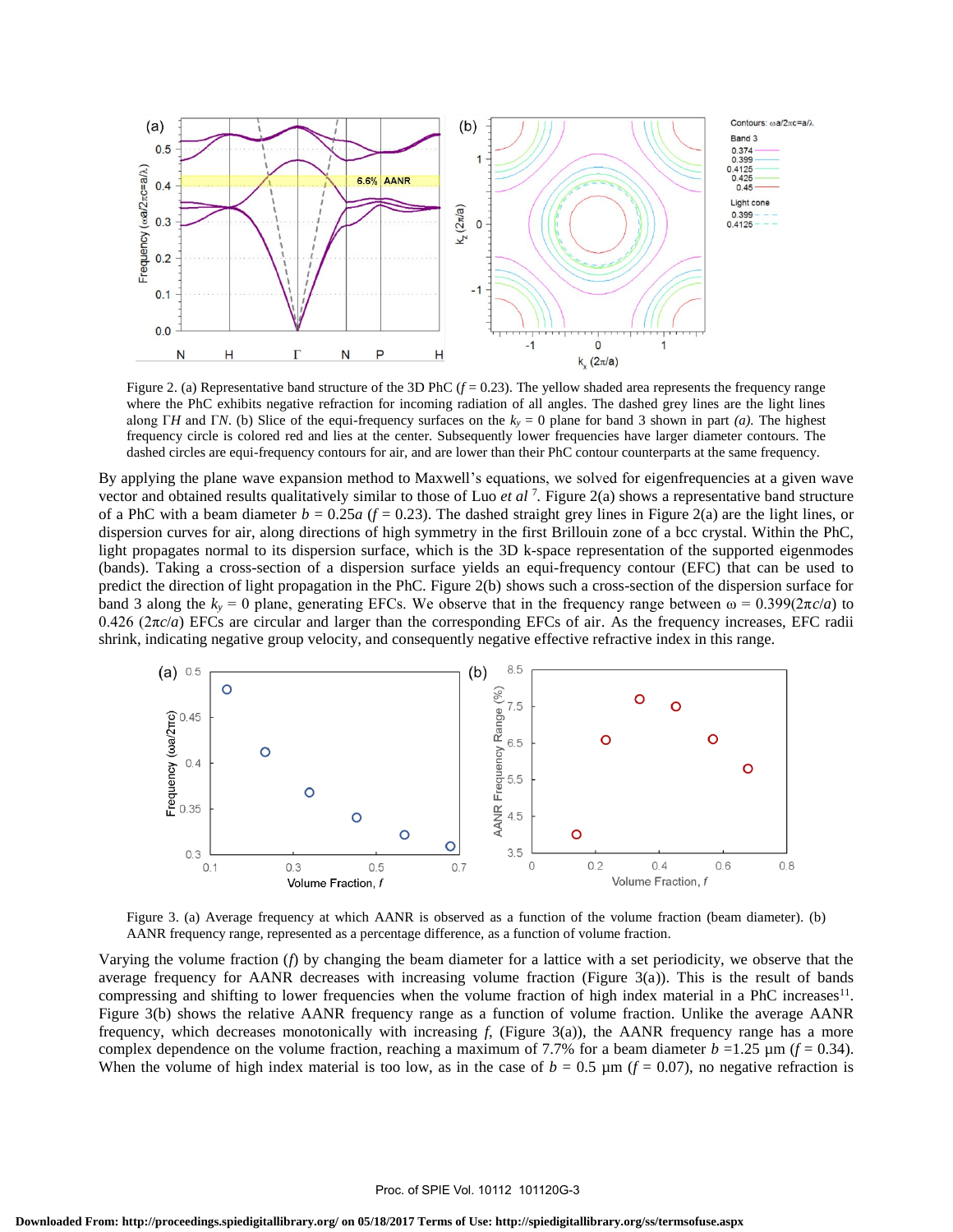Figure 2. (a) Representative band structure of the 3D PhC ($f = 0.23$). The yellow shaded area represents the frequency range where the PhC exhibits negative refraction for incoming radiation of all angles. The dashed grey lines are the light lines along ΓH and ΓN. (b) Slice of the equi-frequency surfaces on the $k_y = 0$ plane for band 3 shown in part *(a)*. The highest frequency circle is colored red and lies at the center. Subsequently lower frequencies have larger diameter contours. The dashed circles are equi-frequency contours for air, and are lower than their PhC contour counterparts at the same frequency.

By applying the plane wave expansion method to Maxwell's equations, we solved for eigenfrequencies at a given wave vector and obtained results qualitatively similar to those of Luo *et al* [7]. Figure 2(a) shows a representative band structure of a PhC with a beam diameter $b = 0.25a$ ($f = 0.23$). The dashed straight grey lines in Figure 2(a) are the light lines, or dispersion curves for air, along directions of high symmetry in the first Brillouin zone of a bcc crystal. Within the PhC, light propagates normal to its dispersion surface, which is the 3D k-space representation of the supported eigenmodes (bands). Taking a cross-section of a dispersion surface yields an equi-frequency contour (EFC) that can be used to predict the direction of light propagation in the PhC. Figure 2(b) shows such a cross-section of the dispersion surface for band 3 along the $k_y = 0$ plane, generating EFCs. We observe that in the frequency range between $\omega = 0.399(2\pi c/a)$ to $0.426\ (2\pi c/a)$ EFCs are circular and larger than the corresponding EFCs of air. As the frequency increases, EFC radii shrink, indicating negative group velocity, and consequently negative effective refractive index in this range.

Figure 3. (a) Average frequency at which AANR is observed as a function of the volume fraction (beam diameter). (b) AANR frequency range, represented as a percentage difference, as a function of volume fraction.

Varying the volume fraction ($f$) by changing the beam diameter for a lattice with a set periodicity, we observe that the average frequency for AANR decreases with increasing volume fraction (Figure 3(a)). This is the result of bands compressing and shifting to lower frequencies when the volume fraction of high index material in a PhC increases[11]. Figure 3(b) shows the relative AANR frequency range as a function of volume fraction. Unlike the average AANR frequency, which decreases monotonically with increasing $f$, (Figure 3(a)), the AANR frequency range has a more complex dependence on the volume fraction, reaching a maximum of 7.7% for a beam diameter $b = 1.25$ µm ($f = 0.34$). When the volume of high index material is too low, as in the case of $b = 0.5$ µm ($f = 0.07$), no negative refraction is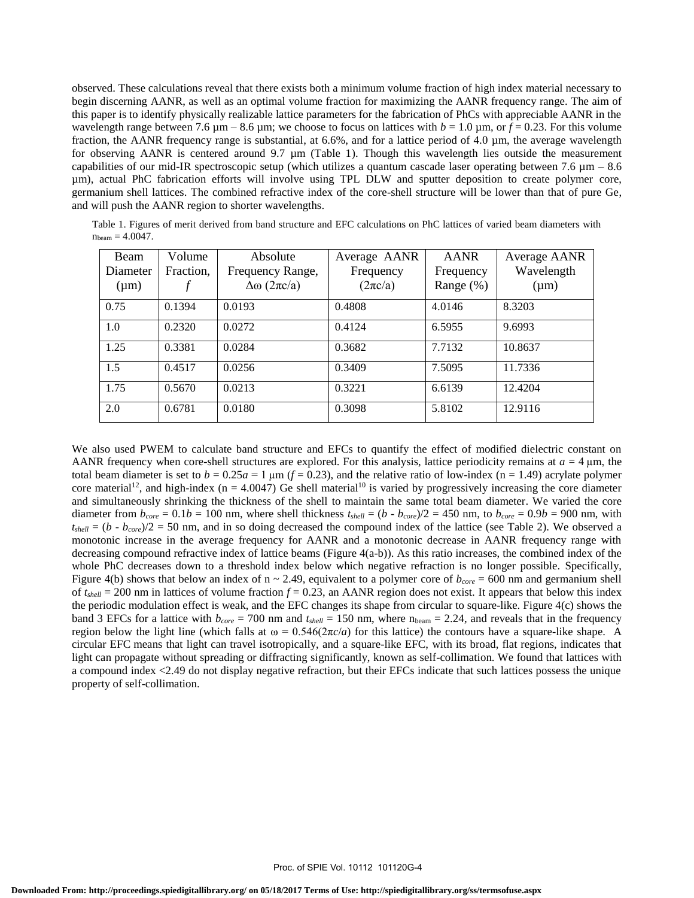observed. These calculations reveal that there exists both a minimum volume fraction of high index material necessary to begin discerning AANR, as well as an optimal volume fraction for maximizing the AANR frequency range. The aim of this paper is to identify physically realizable lattice parameters for the fabrication of PhCs with appreciable AANR in the wavelength range between 7.6 µm – 8.6 µm; we choose to focus on lattices with $b$ = 1.0 µm, or $f$ = 0.23. For this volume fraction, the AANR frequency range is substantial, at 6.6%, and for a lattice period of 4.0 µm, the average wavelength for observing AANR is centered around 9.7 µm (Table 1). Though this wavelength lies outside the measurement capabilities of our mid-IR spectroscopic setup (which utilizes a quantum cascade laser operating between 7.6 µm – 8.6 µm), actual PhC fabrication efforts will involve using TPL DLW and sputter deposition to create polymer core, germanium shell lattices. The combined refractive index of the core-shell structure will be lower than that of pure Ge, and will push the AANR region to shorter wavelengths.

Table 1. Figures of merit derived from band structure and EFC calculations on PhC lattices of varied beam diameters with $n_{beam}$ = 4.0047.

| Beam Diameter (µm) | Volume Fraction, $f$ | Absolute Frequency Range, $\Delta\omega$ ($2\pi c/a$) | Average AANR Frequency ($2\pi c/a$) | AANR Frequency Range (%) | Average AANR Wavelength (µm) |
|---|---|---|---|---|---|
| 0.75 | 0.1394 | 0.0193 | 0.4808 | 4.0146 | 8.3203 |
| 1.0 | 0.2320 | 0.0272 | 0.4124 | 6.5955 | 9.6993 |
| 1.25 | 0.3381 | 0.0284 | 0.3682 | 7.7132 | 10.8637 |
| 1.5 | 0.4517 | 0.0256 | 0.3409 | 7.5095 | 11.7336 |
| 1.75 | 0.5670 | 0.0213 | 0.3221 | 6.6139 | 12.4204 |
| 2.0 | 0.6781 | 0.0180 | 0.3098 | 5.8102 | 12.9116 |

We also used PWEM to calculate band structure and EFCs to quantify the effect of modified dielectric constant on AANR frequency when core-shell structures are explored. For this analysis, lattice periodicity remains at $a$ = 4 µm, the total beam diameter is set to $b = 0.25a$ = 1 µm ($f$ = 0.23), and the relative ratio of low-index (n = 1.49) acrylate polymer core material[12], and high-index (n = 4.0047) Ge shell material[10] is varied by progressively increasing the core diameter and simultaneously shrinking the thickness of the shell to maintain the same total beam diameter. We varied the core diameter from $b_{core} = 0.1b$ = 100 nm, where shell thickness $t_{shell} = (b - b_{core})/2$ = 450 nm, to $b_{core} = 0.9b$ = 900 nm, with $t_{shell} = (b - b_{core})/2$ = 50 nm, and in so doing decreased the compound index of the lattice (see Table 2). We observed a monotonic increase in the average frequency for AANR and a monotonic decrease in AANR frequency range with decreasing compound refractive index of lattice beams (Figure 4(a-b)). As this ratio increases, the combined index of the whole PhC decreases down to a threshold index below which negative refraction is no longer possible. Specifically, Figure 4(b) shows that below an index of n ~ 2.49, equivalent to a polymer core of $b_{core}$ = 600 nm and germanium shell of $t_{shell}$ = 200 nm in lattices of volume fraction $f$ = 0.23, an AANR region does not exist. It appears that below this index the periodic modulation effect is weak, and the EFC changes its shape from circular to square-like. Figure 4(c) shows the band 3 EFCs for a lattice with $b_{core}$ = 700 nm and $t_{shell}$ = 150 nm, where $n_{beam}$ = 2.24, and reveals that in the frequency region below the light line (which falls at $\omega = 0.546(2\pi c/a)$ for this lattice) the contours have a square-like shape. A circular EFC means that light can travel isotropically, and a square-like EFC, with its broad, flat regions, indicates that light can propagate without spreading or diffracting significantly, known as self-collimation. We found that lattices with a compound index <2.49 do not display negative refraction, but their EFCs indicate that such lattices possess the unique property of self-collimation.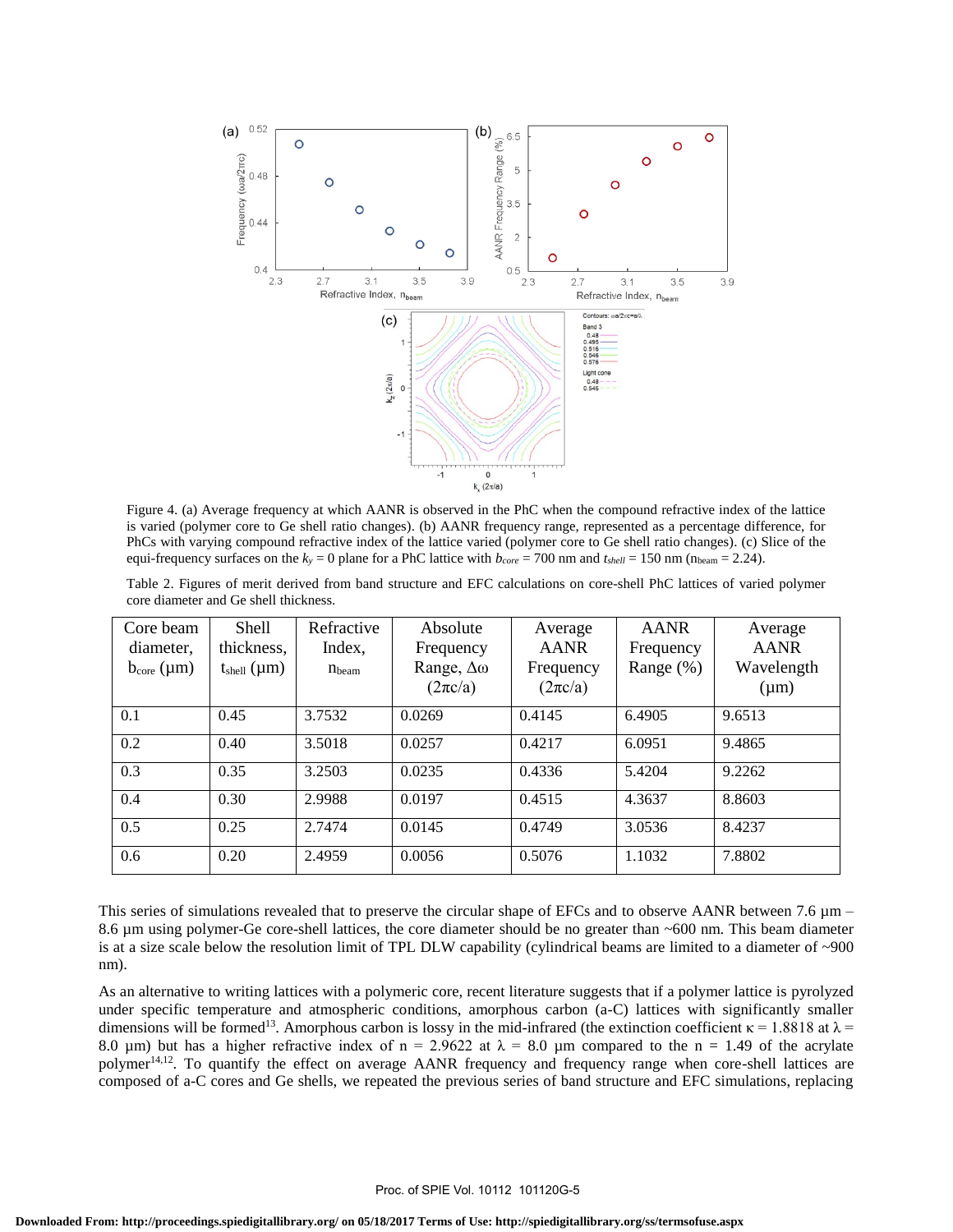Figure 4. (a) Average frequency at which AANR is observed in the PhC when the compound refractive index of the lattice is varied (polymer core to Ge shell ratio changes). (b) AANR frequency range, represented as a percentage difference, for PhCs with varying compound refractive index of the lattice varied (polymer core to Ge shell ratio changes). (c) Slice of the equi-frequency surfaces on the $k_y = 0$ plane for a PhC lattice with $b_{core}$ = 700 nm and $t_{shell}$ = 150 nm ($n_{beam}$ = 2.24).

Table 2. Figures of merit derived from band structure and EFC calculations on core-shell PhC lattices of varied polymer core diameter and Ge shell thickness.

| Core beam diameter, $b_{core}$ (µm) | Shell thickness, $t_{shell}$ (µm) | Refractive Index, $n_{beam}$ | Absolute Frequency Range, $\Delta\omega$ ($2\pi c/a$) | Average AANR Frequency ($2\pi c/a$) | AANR Frequency Range (%) | Average AANR Wavelength (µm) |
|---|---|---|---|---|---|---|
| 0.1 | 0.45 | 3.7532 | 0.0269 | 0.4145 | 6.4905 | 9.6513 |
| 0.2 | 0.40 | 3.5018 | 0.0257 | 0.4217 | 6.0951 | 9.4865 |
| 0.3 | 0.35 | 3.2503 | 0.0235 | 0.4336 | 5.4204 | 9.2262 |
| 0.4 | 0.30 | 2.9988 | 0.0197 | 0.4515 | 4.3637 | 8.8603 |
| 0.5 | 0.25 | 2.7474 | 0.0145 | 0.4749 | 3.0536 | 8.4237 |
| 0.6 | 0.20 | 2.4959 | 0.0056 | 0.5076 | 1.1032 | 7.8802 |

This series of simulations revealed that to preserve the circular shape of EFCs and to observe AANR between 7.6 µm – 8.6 µm using polymer-Ge core-shell lattices, the core diameter should be no greater than ~600 nm. This beam diameter is at a size scale below the resolution limit of TPL DLW capability (cylindrical beams are limited to a diameter of ~900 nm).

As an alternative to writing lattices with a polymeric core, recent literature suggests that if a polymer lattice is pyrolyzed under specific temperature and atmospheric conditions, amorphous carbon (a-C) lattices with significantly smaller dimensions will be formed[13]. Amorphous carbon is lossy in the mid-infrared (the extinction coefficient $\kappa = 1.8818$ at $\lambda = 8.0$ µm) but has a higher refractive index of $n = 2.9622$ at $\lambda = 8.0$ µm compared to the $n = 1.49$ of the acrylate polymer[14,12]. To quantify the effect on average AANR frequency and frequency range when core-shell lattices are composed of a-C cores and Ge shells, we repeated the previous series of band structure and EFC simulations, replacing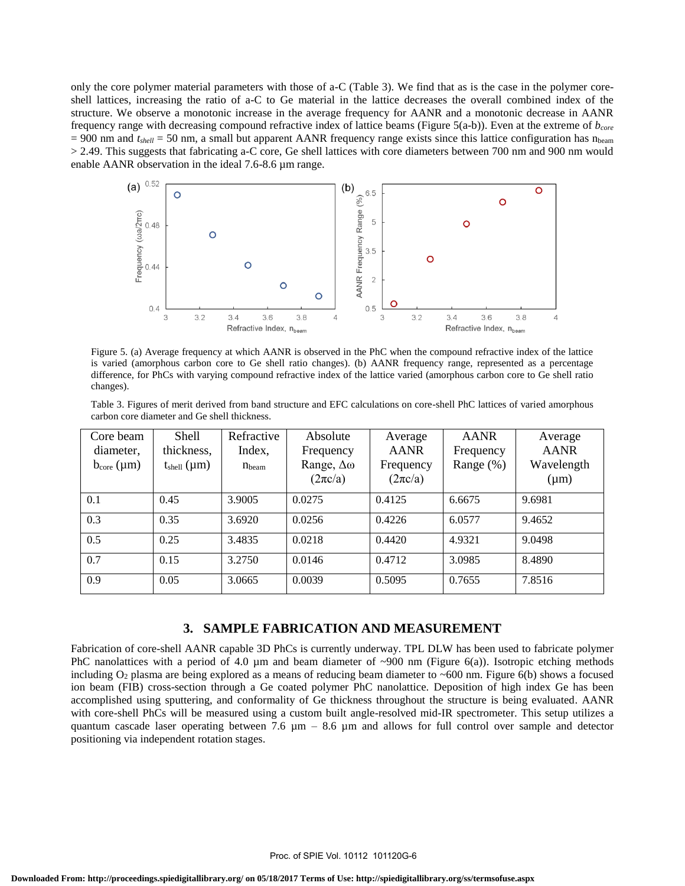only the core polymer material parameters with those of a-C (Table 3). We find that as is the case in the polymer core-shell lattices, increasing the ratio of a-C to Ge material in the lattice decreases the overall combined index of the structure. We observe a monotonic increase in the average frequency for AANR and a monotonic decrease in AANR frequency range with decreasing compound refractive index of lattice beams (Figure 5(a-b)). Even at the extreme of $b_{core}$ = 900 nm and $t_{shell}$ = 50 nm, a small but apparent AANR frequency range exists since this lattice configuration has $n_{beam}$ > 2.49. This suggests that fabricating a-C core, Ge shell lattices with core diameters between 700 nm and 900 nm would enable AANR observation in the ideal 7.6-8.6 µm range.

Figure 5. (a) Average frequency at which AANR is observed in the PhC when the compound refractive index of the lattice is varied (amorphous carbon core to Ge shell ratio changes). (b) AANR frequency range, represented as a percentage difference, for PhCs with varying compound refractive index of the lattice varied (amorphous carbon core to Ge shell ratio changes).

Table 3. Figures of merit derived from band structure and EFC calculations on core-shell PhC lattices of varied amorphous carbon core diameter and Ge shell thickness.

| Core beam diameter, $b_{core}$ (µm) | Shell thickness, $t_{shell}$ (µm) | Refractive Index, $n_{beam}$ | Absolute Frequency Range, $\Delta\omega$ ($2\pi c/a$) | Average AANR Frequency ($2\pi c/a$) | AANR Frequency Range (%) | Average AANR Wavelength (µm) |
|---|---|---|---|---|---|---|
| 0.1 | 0.45 | 3.9005 | 0.0275 | 0.4125 | 6.6675 | 9.6981 |
| 0.3 | 0.35 | 3.6920 | 0.0256 | 0.4226 | 6.0577 | 9.4652 |
| 0.5 | 0.25 | 3.4835 | 0.0218 | 0.4420 | 4.9321 | 9.0498 |
| 0.7 | 0.15 | 3.2750 | 0.0146 | 0.4712 | 3.0985 | 8.4890 |
| 0.9 | 0.05 | 3.0665 | 0.0039 | 0.5095 | 0.7655 | 7.8516 |

## 3. SAMPLE FABRICATION AND MEASUREMENT

Fabrication of core-shell AANR capable 3D PhCs is currently underway. TPL DLW has been used to fabricate polymer PhC nanolattices with a period of 4.0 µm and beam diameter of ~900 nm (Figure 6(a)). Isotropic etching methods including $O_2$ plasma are being explored as a means of reducing beam diameter to ~600 nm. Figure 6(b) shows a focused ion beam (FIB) cross-section through a Ge coated polymer PhC nanolattice. Deposition of high index Ge has been accomplished using sputtering, and conformality of Ge thickness throughout the structure is being evaluated. AANR with core-shell PhCs will be measured using a custom built angle-resolved mid-IR spectrometer. This setup utilizes a quantum cascade laser operating between 7.6 µm – 8.6 µm and allows for full control over sample and detector positioning via independent rotation stages.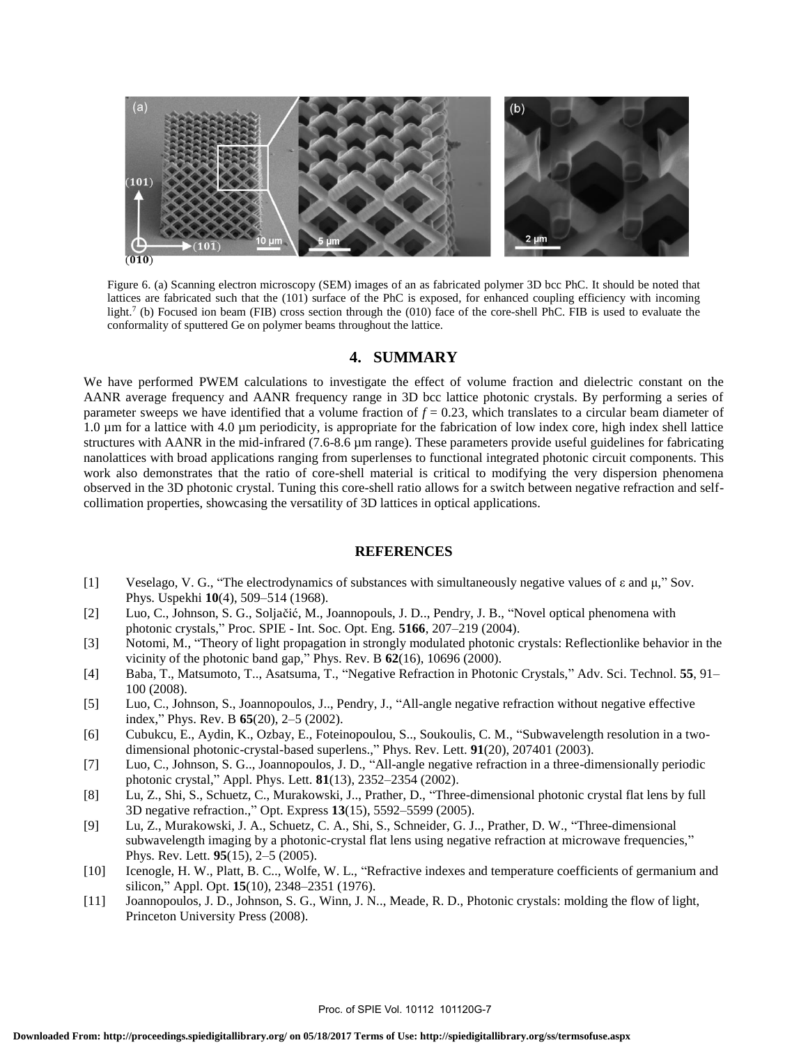Figure 6. (a) Scanning electron microscopy (SEM) images of an as fabricated polymer 3D bcc PhC. It should be noted that lattices are fabricated such that the (101) surface of the PhC is exposed, for enhanced coupling efficiency with incoming light.[7] (b) Focused ion beam (FIB) cross section through the (010) face of the core-shell PhC. FIB is used to evaluate the conformality of sputtered Ge on polymer beams throughout the lattice.

## 4. SUMMARY

We have performed PWEM calculations to investigate the effect of volume fraction and dielectric constant on the AANR average frequency and AANR frequency range in 3D bcc lattice photonic crystals. By performing a series of parameter sweeps we have identified that a volume fraction of $f = 0.23$, which translates to a circular beam diameter of 1.0 µm for a lattice with 4.0 µm periodicity, is appropriate for the fabrication of low index core, high index shell lattice structures with AANR in the mid-infrared (7.6-8.6 µm range). These parameters provide useful guidelines for fabricating nanolattices with broad applications ranging from superlenses to functional integrated photonic circuit components. This work also demonstrates that the ratio of core-shell material is critical to modifying the very dispersion phenomena observed in the 3D photonic crystal. Tuning this core-shell ratio allows for a switch between negative refraction and self-collimation properties, showcasing the versatility of 3D lattices in optical applications.

## REFERENCES

[1] Veselago, V. G., "The electrodynamics of substances with simultaneously negative values of ε and μ," Sov. Phys. Uspekhi **10**(4), 509–514 (1968).

[2] Luo, C., Johnson, S. G., Soljačić, M., Joannopouls, J. D.., Pendry, J. B., "Novel optical phenomena with photonic crystals," Proc. SPIE - Int. Soc. Opt. Eng. **5166**, 207–219 (2004).

[3] Notomi, M., "Theory of light propagation in strongly modulated photonic crystals: Reflectionlike behavior in the vicinity of the photonic band gap," Phys. Rev. B **62**(16), 10696 (2000).

[4] Baba, T., Matsumoto, T.., Asatsuma, T., "Negative Refraction in Photonic Crystals," Adv. Sci. Technol. **55**, 91–100 (2008).

[5] Luo, C., Johnson, S., Joannopoulos, J.., Pendry, J., "All-angle negative refraction without negative effective index," Phys. Rev. B **65**(20), 2–5 (2002).

[6] Cubukcu, E., Aydin, K., Ozbay, E., Foteinopoulou, S.., Soukoulis, C. M., "Subwavelength resolution in a two-dimensional photonic-crystal-based superlens.," Phys. Rev. Lett. **91**(20), 207401 (2003).

[7] Luo, C., Johnson, S. G.., Joannopoulos, J. D., "All-angle negative refraction in a three-dimensionally periodic photonic crystal," Appl. Phys. Lett. **81**(13), 2352–2354 (2002).

[8] Lu, Z., Shi, S., Schuetz, C., Murakowski, J.., Prather, D., "Three-dimensional photonic crystal flat lens by full 3D negative refraction.," Opt. Express **13**(15), 5592–5599 (2005).

[9] Lu, Z., Murakowski, J. A., Schuetz, C. A., Shi, S., Schneider, G. J.., Prather, D. W., "Three-dimensional subwavelength imaging by a photonic-crystal flat lens using negative refraction at microwave frequencies," Phys. Rev. Lett. **95**(15), 2–5 (2005).

[10] Icenogle, H. W., Platt, B. C.., Wolfe, W. L., "Refractive indexes and temperature coefficients of germanium and silicon," Appl. Opt. **15**(10), 2348–2351 (1976).

[11] Joannopoulos, J. D., Johnson, S. G., Winn, J. N.., Meade, R. D., Photonic crystals: molding the flow of light, Princeton University Press (2008).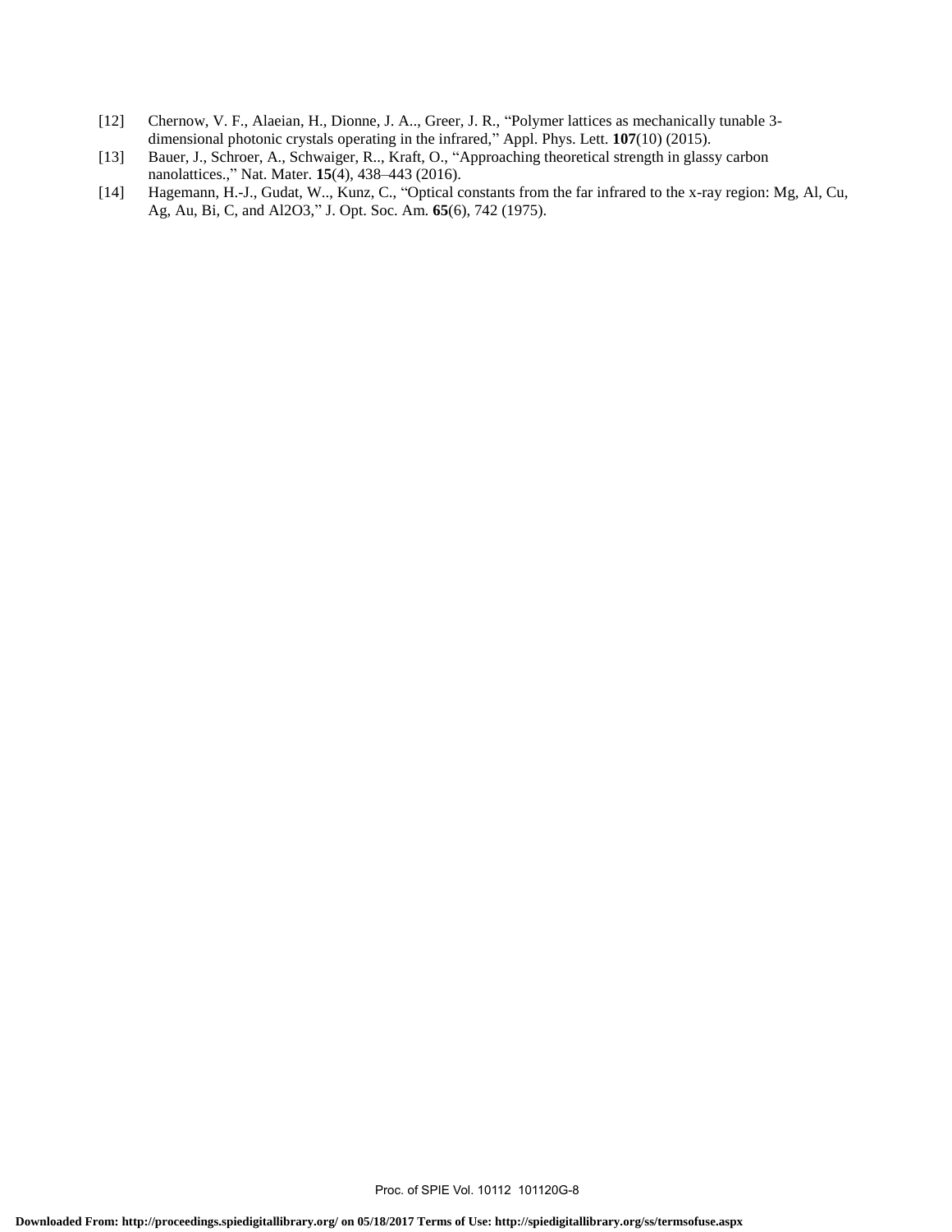[12] Chernow, V. F., Alaeian, H., Dionne, J. A.., Greer, J. R., "Polymer lattices as mechanically tunable 3-dimensional photonic crystals operating in the infrared," Appl. Phys. Lett. **107**(10) (2015).

[13] Bauer, J., Schroer, A., Schwaiger, R.., Kraft, O., "Approaching theoretical strength in glassy carbon nanolattices.," Nat. Mater. **15**(4), 438–443 (2016).

[14] Hagemann, H.-J., Gudat, W.., Kunz, C., "Optical constants from the far infrared to the x-ray region: Mg, Al, Cu, Ag, Au, Bi, C, and $Al_2O_3$," J. Opt. Soc. Am. **65**(6), 742 (1975).